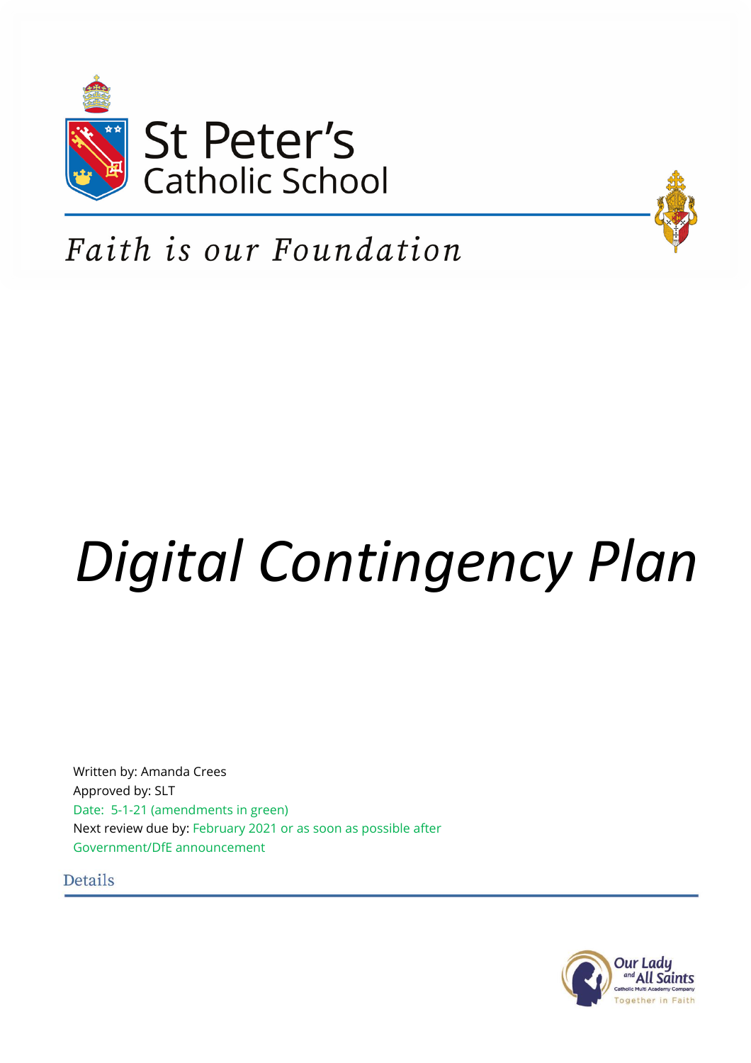St Peter's
Catholic School

*Faith is our Foundation*

# *Digital Contingency Plan*

Written by: Amanda Crees
Approved by: SLT
Date: 5-1-21 (amendments in green)
Next review due by: February 2021 or as soon as possible after Government/DfE announcement

## Details

Our Lady and All Saints
Catholic Multi Academy Company
Together in Faith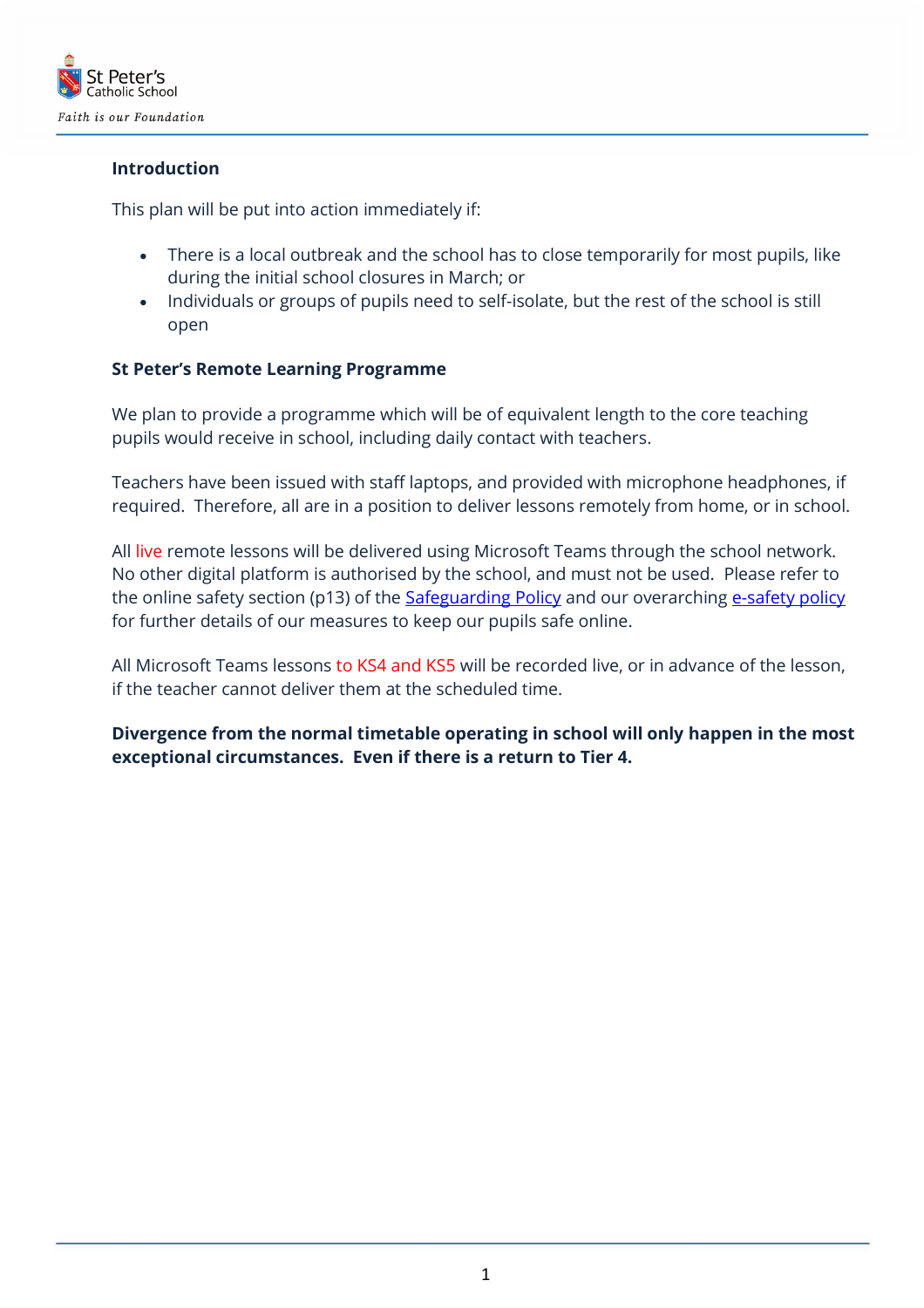**Introduction**

This plan will be put into action immediately if:

- There is a local outbreak and the school has to close temporarily for most pupils, like during the initial school closures in March; or
- Individuals or groups of pupils need to self-isolate, but the rest of the school is still open

**St Peter's Remote Learning Programme**

We plan to provide a programme which will be of equivalent length to the core teaching pupils would receive in school, including daily contact with teachers.

Teachers have been issued with staff laptops, and provided with microphone headphones, if required. Therefore, all are in a position to deliver lessons remotely from home, or in school.

All live remote lessons will be delivered using Microsoft Teams through the school network. No other digital platform is authorised by the school, and must not be used. Please refer to the online safety section (p13) of the [Safeguarding Policy]() and our overarching [e-safety policy]() for further details of our measures to keep our pupils safe online.

All Microsoft Teams lessons to KS4 and KS5 will be recorded live, or in advance of the lesson, if the teacher cannot deliver them at the scheduled time.

**Divergence from the normal timetable operating in school will only happen in the most exceptional circumstances. Even if there is a return to Tier 4.**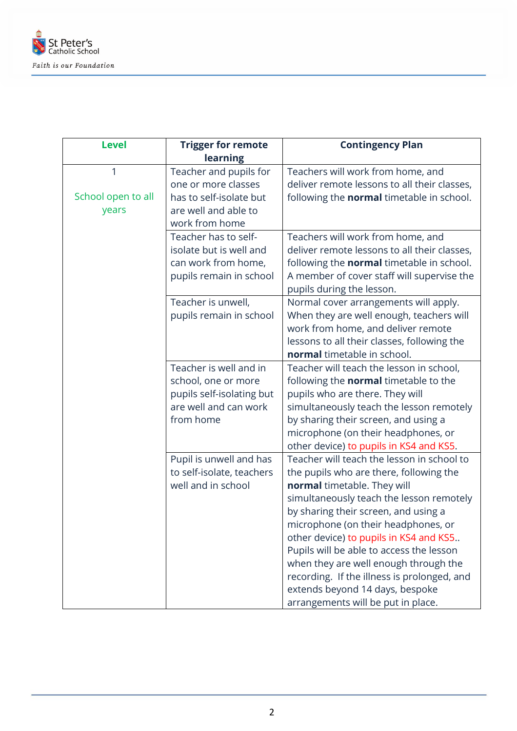| Level | Trigger for remote learning | Contingency Plan |
|---|---|---|
| 1<br><br>School open to all years | Teacher and pupils for one or more classes has to self-isolate but are well and able to work from home | Teachers will work from home, and deliver remote lessons to all their classes, following the **normal** timetable in school. |
| | Teacher has to self-isolate but is well and can work from home, pupils remain in school | Teachers will work from home, and deliver remote lessons to all their classes, following the **normal** timetable in school. A member of cover staff will supervise the pupils during the lesson. |
| | Teacher is unwell, pupils remain in school | Normal cover arrangements will apply. When they are well enough, teachers will work from home, and deliver remote lessons to all their classes, following the **normal** timetable in school. |
| | Teacher is well and in school, one or more pupils self-isolating but are well and can work from home | Teacher will teach the lesson in school, following the **normal** timetable to the pupils who are there. They will simultaneously teach the lesson remotely by sharing their screen, and using a microphone (on their headphones, or other device) to pupils in KS4 and KS5. |
| | Pupil is unwell and has to self-isolate, teachers well and in school | Teacher will teach the lesson in school to the pupils who are there, following the **normal** timetable. They will simultaneously teach the lesson remotely by sharing their screen, and using a microphone (on their headphones, or other device) to pupils in KS4 and KS5.. Pupils will be able to access the lesson when they are well enough through the recording. If the illness is prolonged, and extends beyond 14 days, bespoke arrangements will be put in place. |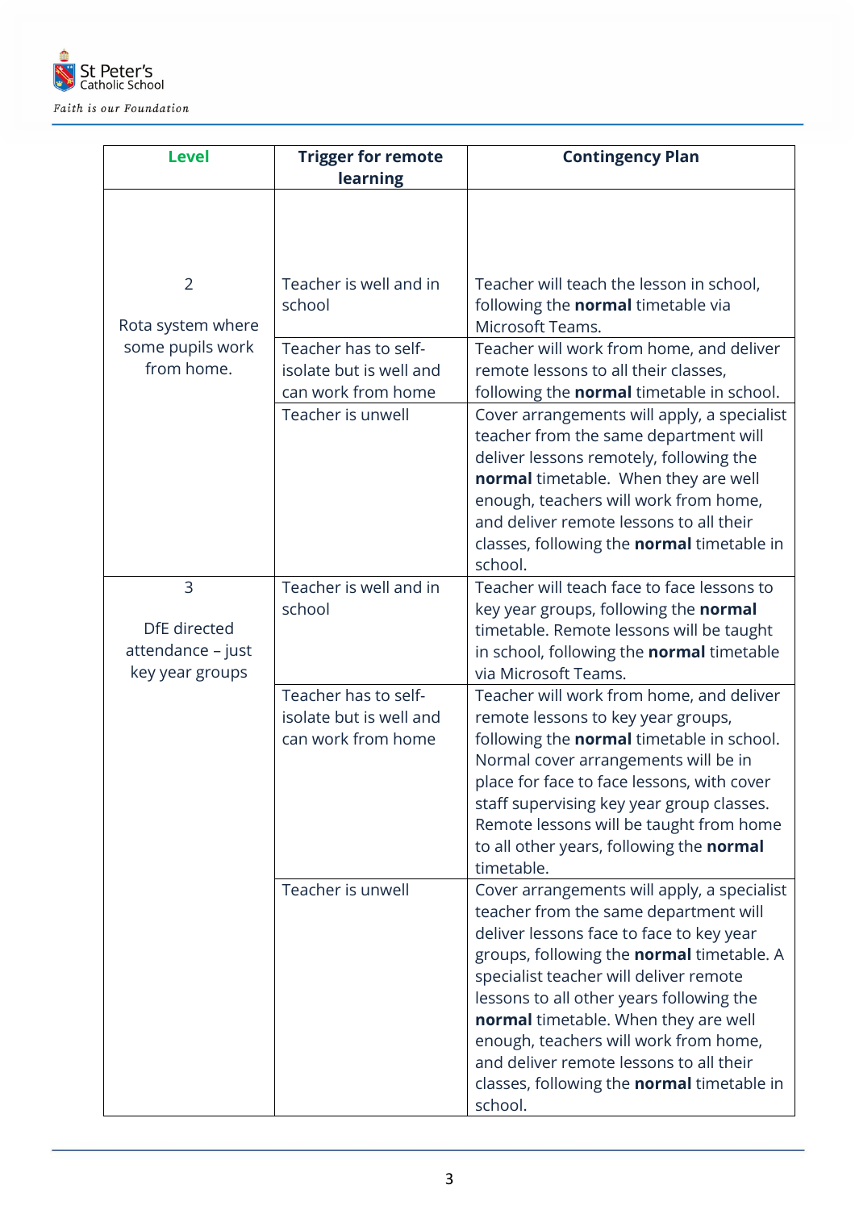| Level | Trigger for remote learning | Contingency Plan |
|---|---|---|
| 2<br><br>Rota system where some pupils work from home. | Teacher is well and in school | Teacher will teach the lesson in school, following the **normal** timetable via Microsoft Teams. |
| | Teacher has to self-isolate but is well and can work from home | Teacher will work from home, and deliver remote lessons to all their classes, following the **normal** timetable in school. |
| | Teacher is unwell | Cover arrangements will apply, a specialist teacher from the same department will deliver lessons remotely, following the **normal** timetable. When they are well enough, teachers will work from home, and deliver remote lessons to all their classes, following the **normal** timetable in school. |
| 3<br><br>DfE directed attendance – just key year groups | Teacher is well and in school | Teacher will teach face to face lessons to key year groups, following the **normal** timetable. Remote lessons will be taught in school, following the **normal** timetable via Microsoft Teams. |
| | Teacher has to self-isolate but is well and can work from home | Teacher will work from home, and deliver remote lessons to key year groups, following the **normal** timetable in school. Normal cover arrangements will be in place for face to face lessons, with cover staff supervising key year group classes. Remote lessons will be taught from home to all other years, following the **normal** timetable. |
| | Teacher is unwell | Cover arrangements will apply, a specialist teacher from the same department will deliver lessons face to face to key year groups, following the **normal** timetable. A specialist teacher will deliver remote lessons to all other years following the **normal** timetable. When they are well enough, teachers will work from home, and deliver remote lessons to all their classes, following the **normal** timetable in school. |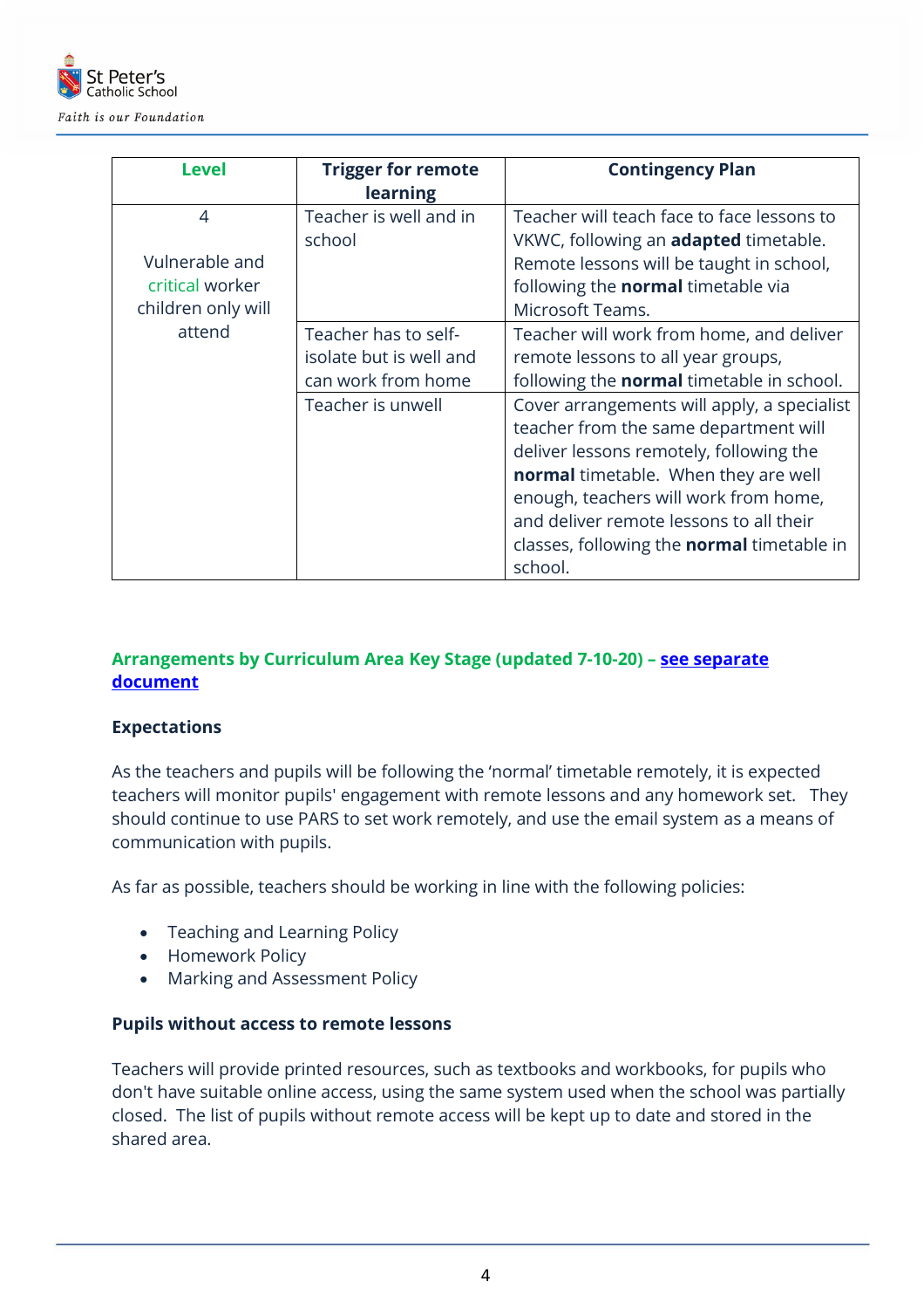| Level | Trigger for remote learning | Contingency Plan |
|---|---|---|
| 4<br><br>Vulnerable and critical worker children only will attend | Teacher is well and in school | Teacher will teach face to face lessons to VKWC, following an **adapted** timetable. Remote lessons will be taught in school, following the **normal** timetable via Microsoft Teams. |
| | Teacher has to self-isolate but is well and can work from home | Teacher will work from home, and deliver remote lessons to all year groups, following the **normal** timetable in school. |
| | Teacher is unwell | Cover arrangements will apply, a specialist teacher from the same department will deliver lessons remotely, following the **normal** timetable. When they are well enough, teachers will work from home, and deliver remote lessons to all their classes, following the **normal** timetable in school. |

**Arrangements by Curriculum Area Key Stage (updated 7-10-20) – see separate document**

**Expectations**

As the teachers and pupils will be following the 'normal' timetable remotely, it is expected teachers will monitor pupils' engagement with remote lessons and any homework set. They should continue to use PARS to set work remotely, and use the email system as a means of communication with pupils.

As far as possible, teachers should be working in line with the following policies:

- Teaching and Learning Policy
- Homework Policy
- Marking and Assessment Policy

**Pupils without access to remote lessons**

Teachers will provide printed resources, such as textbooks and workbooks, for pupils who don't have suitable online access, using the same system used when the school was partially closed. The list of pupils without remote access will be kept up to date and stored in the shared area.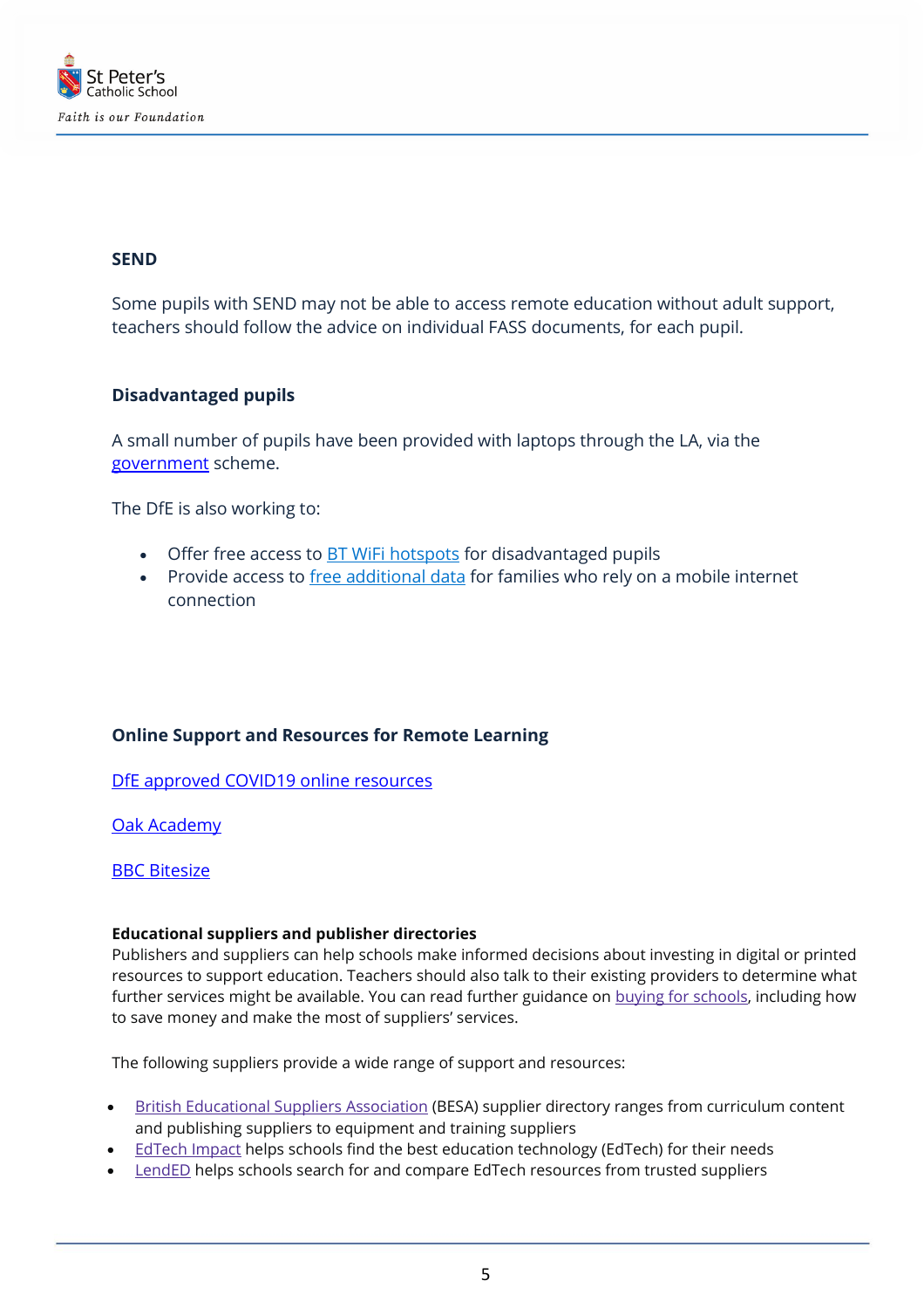### SEND

Some pupils with SEND may not be able to access remote education without adult support, teachers should follow the advice on individual FASS documents, for each pupil.

### Disadvantaged pupils

A small number of pupils have been provided with laptops through the LA, via the government scheme.

The DfE is also working to:

- Offer free access to BT WiFi hotspots for disadvantaged pupils
- Provide access to free additional data for families who rely on a mobile internet connection

### Online Support and Resources for Remote Learning

DfE approved COVID19 online resources

Oak Academy

BBC Bitesize

**Educational suppliers and publisher directories**

Publishers and suppliers can help schools make informed decisions about investing in digital or printed resources to support education. Teachers should also talk to their existing providers to determine what further services might be available. You can read further guidance on buying for schools, including how to save money and make the most of suppliers' services.

The following suppliers provide a wide range of support and resources:

- British Educational Suppliers Association (BESA) supplier directory ranges from curriculum content and publishing suppliers to equipment and training suppliers
- EdTech Impact helps schools find the best education technology (EdTech) for their needs
- LendED helps schools search for and compare EdTech resources from trusted suppliers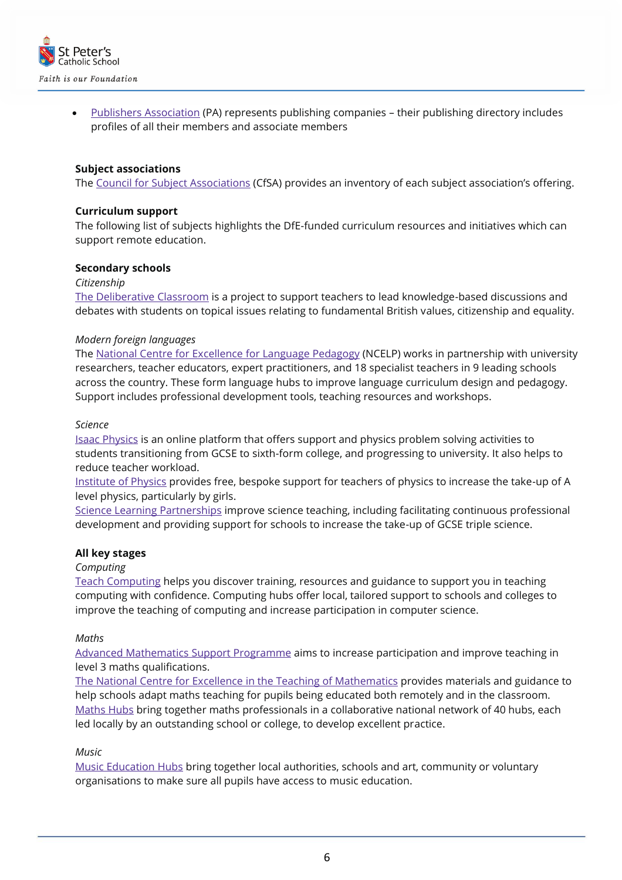- Publishers Association (PA) represents publishing companies – their publishing directory includes profiles of all their members and associate members

**Subject associations**

The Council for Subject Associations (CfSA) provides an inventory of each subject association's offering.

**Curriculum support**

The following list of subjects highlights the DfE-funded curriculum resources and initiatives which can support remote education.

**Secondary schools**

*Citizenship*

The Deliberative Classroom is a project to support teachers to lead knowledge-based discussions and debates with students on topical issues relating to fundamental British values, citizenship and equality.

*Modern foreign languages*

The National Centre for Excellence for Language Pedagogy (NCELP) works in partnership with university researchers, teacher educators, expert practitioners, and 18 specialist teachers in 9 leading schools across the country. These form language hubs to improve language curriculum design and pedagogy. Support includes professional development tools, teaching resources and workshops.

*Science*

Isaac Physics is an online platform that offers support and physics problem solving activities to students transitioning from GCSE to sixth-form college, and progressing to university. It also helps to reduce teacher workload.

Institute of Physics provides free, bespoke support for teachers of physics to increase the take-up of A level physics, particularly by girls.

Science Learning Partnerships improve science teaching, including facilitating continuous professional development and providing support for schools to increase the take-up of GCSE triple science.

**All key stages**

*Computing*

Teach Computing helps you discover training, resources and guidance to support you in teaching computing with confidence. Computing hubs offer local, tailored support to schools and colleges to improve the teaching of computing and increase participation in computer science.

*Maths*

Advanced Mathematics Support Programme aims to increase participation and improve teaching in level 3 maths qualifications.

The National Centre for Excellence in the Teaching of Mathematics provides materials and guidance to help schools adapt maths teaching for pupils being educated both remotely and in the classroom.

Maths Hubs bring together maths professionals in a collaborative national network of 40 hubs, each led locally by an outstanding school or college, to develop excellent practice.

*Music*

Music Education Hubs bring together local authorities, schools and art, community or voluntary organisations to make sure all pupils have access to music education.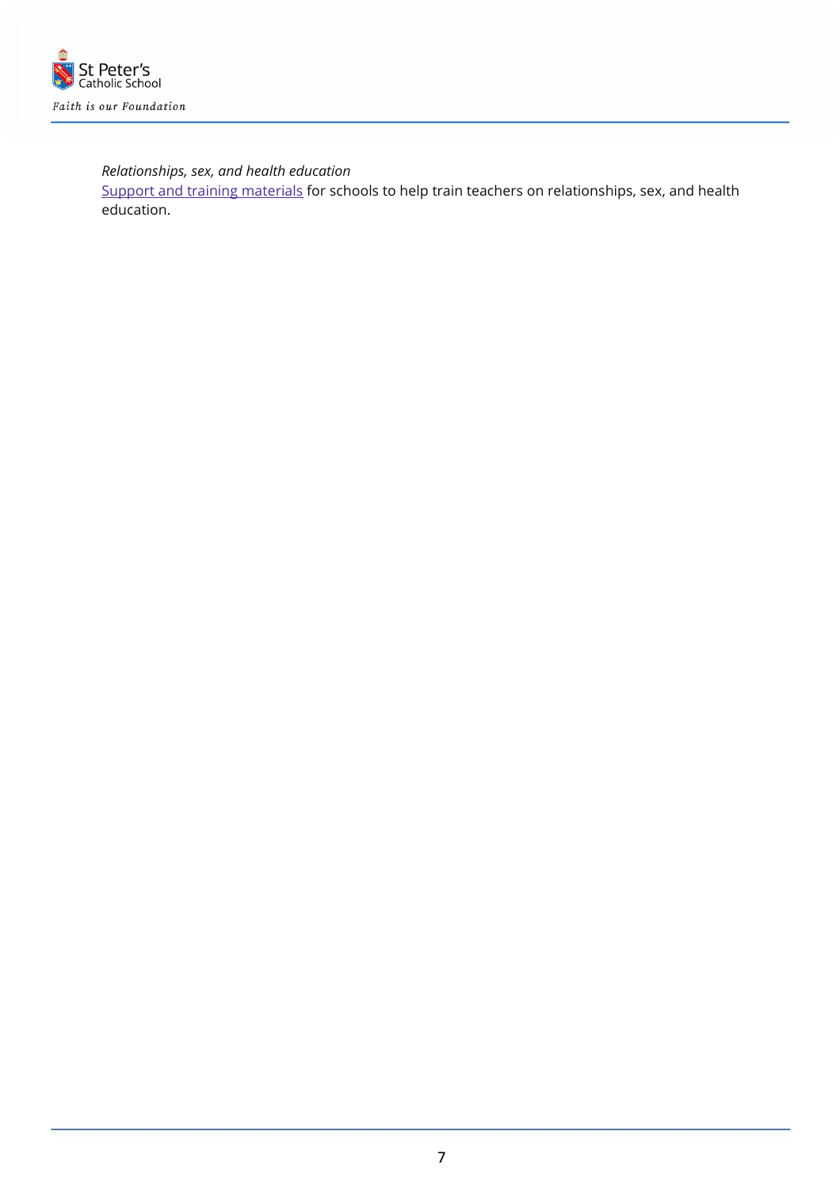*Relationships, sex, and health education*

Support and training materials for schools to help train teachers on relationships, sex, and health education.